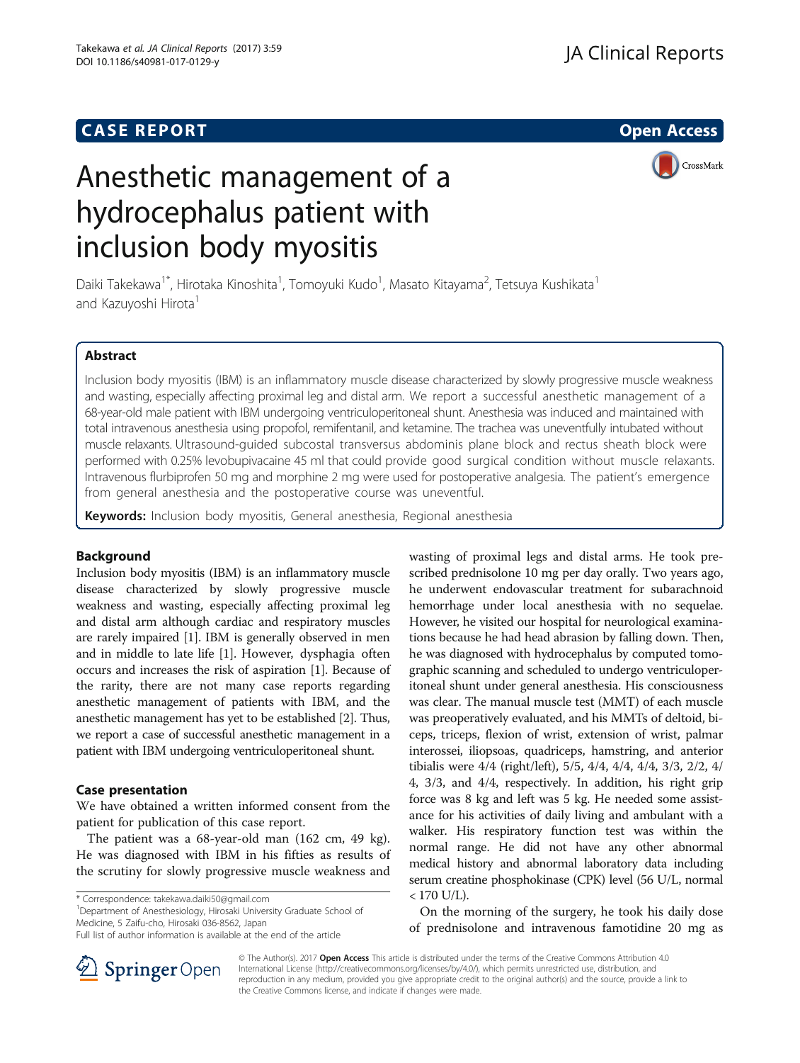CASE REPORT Open Access

# Anesthetic management of a hydrocephalus patient with inclusion body myositis

Daiki Takekawa[1*], Hirotaka Kinoshita[1], Tomoyuki Kudo[1], Masato Kitayama[2], Tetsuya Kushikata[1] and Kazuyoshi Hirota[1]

## Abstract

Inclusion body myositis (IBM) is an inflammatory muscle disease characterized by slowly progressive muscle weakness and wasting, especially affecting proximal leg and distal arm. We report a successful anesthetic management of a 68-year-old male patient with IBM undergoing ventriculoperitoneal shunt. Anesthesia was induced and maintained with total intravenous anesthesia using propofol, remifentanil, and ketamine. The trachea was uneventfully intubated without muscle relaxants. Ultrasound-guided subcostal transversus abdominis plane block and rectus sheath block were performed with 0.25% levobupivacaine 45 ml that could provide good surgical condition without muscle relaxants. Intravenous flurbiprofen 50 mg and morphine 2 mg were used for postoperative analgesia. The patient's emergence from general anesthesia and the postoperative course was uneventful.

**Keywords:** Inclusion body myositis, General anesthesia, Regional anesthesia

## Background

Inclusion body myositis (IBM) is an inflammatory muscle disease characterized by slowly progressive muscle weakness and wasting, especially affecting proximal leg and distal arm although cardiac and respiratory muscles are rarely impaired [1]. IBM is generally observed in men and in middle to late life [1]. However, dysphagia often occurs and increases the risk of aspiration [1]. Because of the rarity, there are not many case reports regarding anesthetic management of patients with IBM, and the anesthetic management has yet to be established [2]. Thus, we report a case of successful anesthetic management in a patient with IBM undergoing ventriculoperitoneal shunt.

## Case presentation

We have obtained a written informed consent from the patient for publication of this case report.

The patient was a 68-year-old man (162 cm, 49 kg). He was diagnosed with IBM in his fifties as results of the scrutiny for slowly progressive muscle weakness and wasting of proximal legs and distal arms. He took prescribed prednisolone 10 mg per day orally. Two years ago, he underwent endovascular treatment for subarachnoid hemorrhage under local anesthesia with no sequelae. However, he visited our hospital for neurological examinations because he had head abrasion by falling down. Then, he was diagnosed with hydrocephalus by computed tomographic scanning and scheduled to undergo ventriculoperitoneal shunt under general anesthesia. His consciousness was clear. The manual muscle test (MMT) of each muscle was preoperatively evaluated, and his MMTs of deltoid, biceps, triceps, flexion of wrist, extension of wrist, palmar interossei, iliopsoas, quadriceps, hamstring, and anterior tibialis were 4/4 (right/left), 5/5, 4/4, 4/4, 4/4, 3/3, 2/2, 4/4, 3/3, and 4/4, respectively. In addition, his right grip force was 8 kg and left was 5 kg. He needed some assistance for his activities of daily living and ambulant with a walker. His respiratory function test was within the normal range. He did not have any other abnormal medical history and abnormal laboratory data including serum creatine phosphokinase (CPK) level (56 U/L, normal < 170 U/L).

On the morning of the surgery, he took his daily dose of prednisolone and intravenous famotidine 20 mg as

\* Correspondence: takekawa.daiki50@gmail.com
[1]Department of Anesthesiology, Hirosaki University Graduate School of Medicine, 5 Zaifu-cho, Hirosaki 036-8562, Japan
Full list of author information is available at the end of the article

© The Author(s). 2017 **Open Access** This article is distributed under the terms of the Creative Commons Attribution 4.0 International License (http://creativecommons.org/licenses/by/4.0/), which permits unrestricted use, distribution, and reproduction in any medium, provided you give appropriate credit to the original author(s) and the source, provide a link to the Creative Commons license, and indicate if changes were made.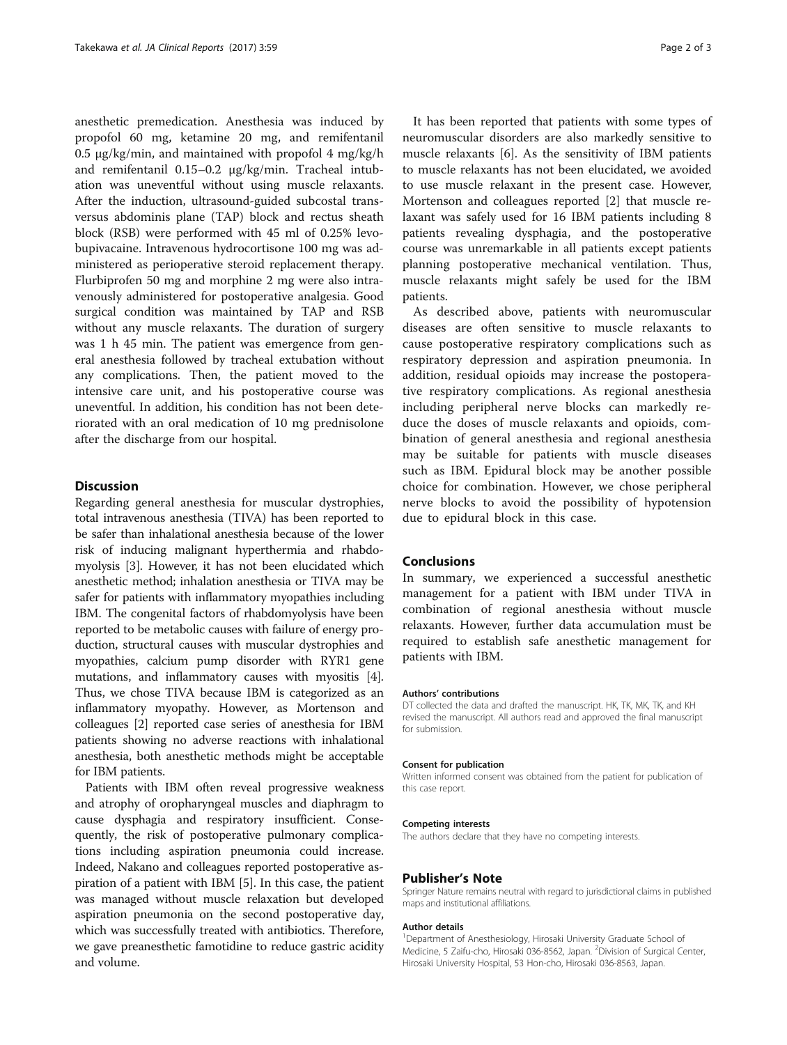anesthetic premedication. Anesthesia was induced by propofol 60 mg, ketamine 20 mg, and remifentanil 0.5 μg/kg/min, and maintained with propofol 4 mg/kg/h and remifentanil 0.15–0.2 μg/kg/min. Tracheal intubation was uneventful without using muscle relaxants. After the induction, ultrasound-guided subcostal transversus abdominis plane (TAP) block and rectus sheath block (RSB) were performed with 45 ml of 0.25% levobupivacaine. Intravenous hydrocortisone 100 mg was administered as perioperative steroid replacement therapy. Flurbiprofen 50 mg and morphine 2 mg were also intravenously administered for postoperative analgesia. Good surgical condition was maintained by TAP and RSB without any muscle relaxants. The duration of surgery was 1 h 45 min. The patient was emergence from general anesthesia followed by tracheal extubation without any complications. Then, the patient moved to the intensive care unit, and his postoperative course was uneventful. In addition, his condition has not been deteriorated with an oral medication of 10 mg prednisolone after the discharge from our hospital.

## Discussion

Regarding general anesthesia for muscular dystrophies, total intravenous anesthesia (TIVA) has been reported to be safer than inhalational anesthesia because of the lower risk of inducing malignant hyperthermia and rhabdomyolysis [3]. However, it has not been elucidated which anesthetic method; inhalation anesthesia or TIVA may be safer for patients with inflammatory myopathies including IBM. The congenital factors of rhabdomyolysis have been reported to be metabolic causes with failure of energy production, structural causes with muscular dystrophies and myopathies, calcium pump disorder with RYR1 gene mutations, and inflammatory causes with myositis [4]. Thus, we chose TIVA because IBM is categorized as an inflammatory myopathy. However, as Mortenson and colleagues [2] reported case series of anesthesia for IBM patients showing no adverse reactions with inhalational anesthesia, both anesthetic methods might be acceptable for IBM patients.

Patients with IBM often reveal progressive weakness and atrophy of oropharyngeal muscles and diaphragm to cause dysphagia and respiratory insufficient. Consequently, the risk of postoperative pulmonary complications including aspiration pneumonia could increase. Indeed, Nakano and colleagues reported postoperative aspiration of a patient with IBM [5]. In this case, the patient was managed without muscle relaxation but developed aspiration pneumonia on the second postoperative day, which was successfully treated with antibiotics. Therefore, we gave preanesthetic famotidine to reduce gastric acidity and volume.

It has been reported that patients with some types of neuromuscular disorders are also markedly sensitive to muscle relaxants [6]. As the sensitivity of IBM patients to muscle relaxants has not been elucidated, we avoided to use muscle relaxant in the present case. However, Mortenson and colleagues reported [2] that muscle relaxant was safely used for 16 IBM patients including 8 patients revealing dysphagia, and the postoperative course was unremarkable in all patients except patients planning postoperative mechanical ventilation. Thus, muscle relaxants might safely be used for the IBM patients.

As described above, patients with neuromuscular diseases are often sensitive to muscle relaxants to cause postoperative respiratory complications such as respiratory depression and aspiration pneumonia. In addition, residual opioids may increase the postoperative respiratory complications. As regional anesthesia including peripheral nerve blocks can markedly reduce the doses of muscle relaxants and opioids, combination of general anesthesia and regional anesthesia may be suitable for patients with muscle diseases such as IBM. Epidural block may be another possible choice for combination. However, we chose peripheral nerve blocks to avoid the possibility of hypotension due to epidural block in this case.

## Conclusions

In summary, we experienced a successful anesthetic management for a patient with IBM under TIVA in combination of regional anesthesia without muscle relaxants. However, further data accumulation must be required to establish safe anesthetic management for patients with IBM.

#### Authors' contributions

DT collected the data and drafted the manuscript. HK, TK, MK, TK, and KH revised the manuscript. All authors read and approved the final manuscript for submission.

#### Consent for publication

Written informed consent was obtained from the patient for publication of this case report.

#### Competing interests

The authors declare that they have no competing interests.

## Publisher's Note

Springer Nature remains neutral with regard to jurisdictional claims in published maps and institutional affiliations.

#### Author details

[1]Department of Anesthesiology, Hirosaki University Graduate School of Medicine, 5 Zaifu-cho, Hirosaki 036-8562, Japan. [2]Division of Surgical Center, Hirosaki University Hospital, 53 Hon-cho, Hirosaki 036-8563, Japan.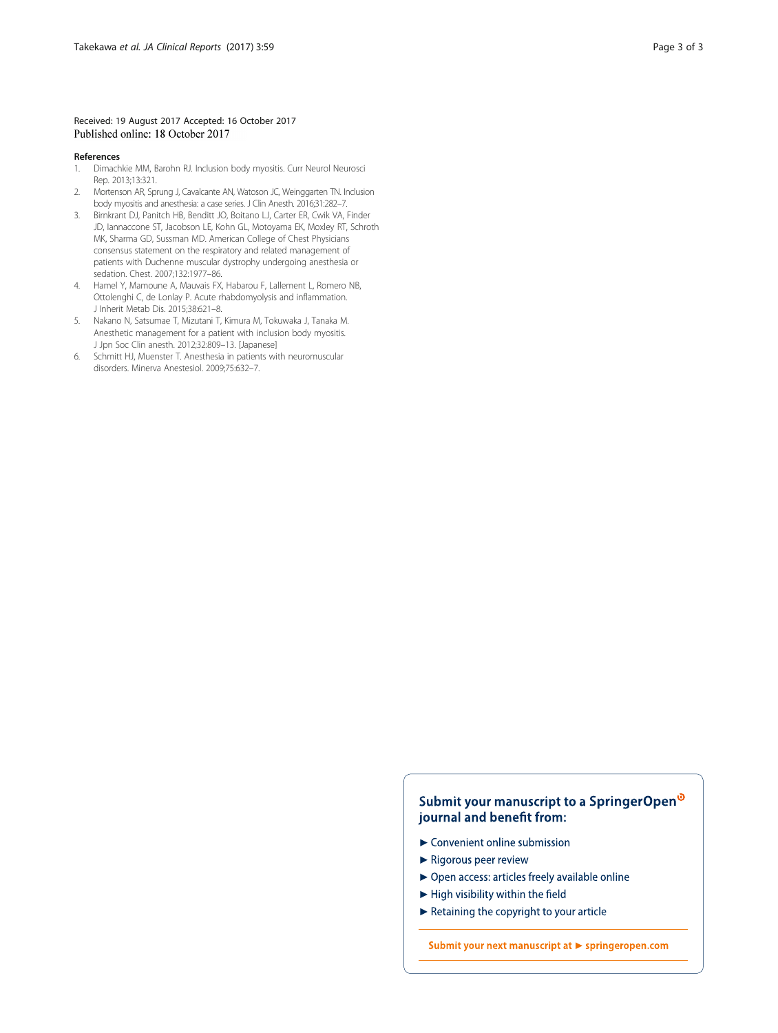Received: 19 August 2017 Accepted: 16 October 2017
Published online: 18 October 2017

## References

1. Dimachkie MM, Barohn RJ. Inclusion body myositis. Curr Neurol Neurosci Rep. 2013;13:321.
2. Mortenson AR, Sprung J, Cavalcante AN, Watoson JC, Weinggarten TN. Inclusion body myositis and anesthesia: a case series. J Clin Anesth. 2016;31:282–7.
3. Birnkrant DJ, Panitch HB, Benditt JO, Boitano LJ, Carter ER, Cwik VA, Finder JD, Iannaccone ST, Jacobson LE, Kohn GL, Motoyama EK, Moxley RT, Schroth MK, Sharma GD, Sussman MD. American College of Chest Physicians consensus statement on the respiratory and related management of patients with Duchenne muscular dystrophy undergoing anesthesia or sedation. Chest. 2007;132:1977–86.
4. Hamel Y, Mamoune A, Mauvais FX, Habarou F, Lallement L, Romero NB, Ottolenghi C, de Lonlay P. Acute rhabdomyolysis and inflammation. J Inherit Metab Dis. 2015;38:621–8.
5. Nakano N, Satsumae T, Mizutani T, Kimura M, Tokuwaka J, Tanaka M. Anesthetic management for a patient with inclusion body myositis. J Jpn Soc Clin anesth. 2012;32:809–13. [Japanese]
6. Schmitt HJ, Muenster T. Anesthesia in patients with neuromuscular disorders. Minerva Anestesiol. 2009;75:632–7.

**Submit your manuscript to a SpringerOpen journal and benefit from:**

- ► Convenient online submission
- ► Rigorous peer review
- ► Open access: articles freely available online
- ► High visibility within the field
- ► Retaining the copyright to your article

**Submit your next manuscript at ► springeropen.com**